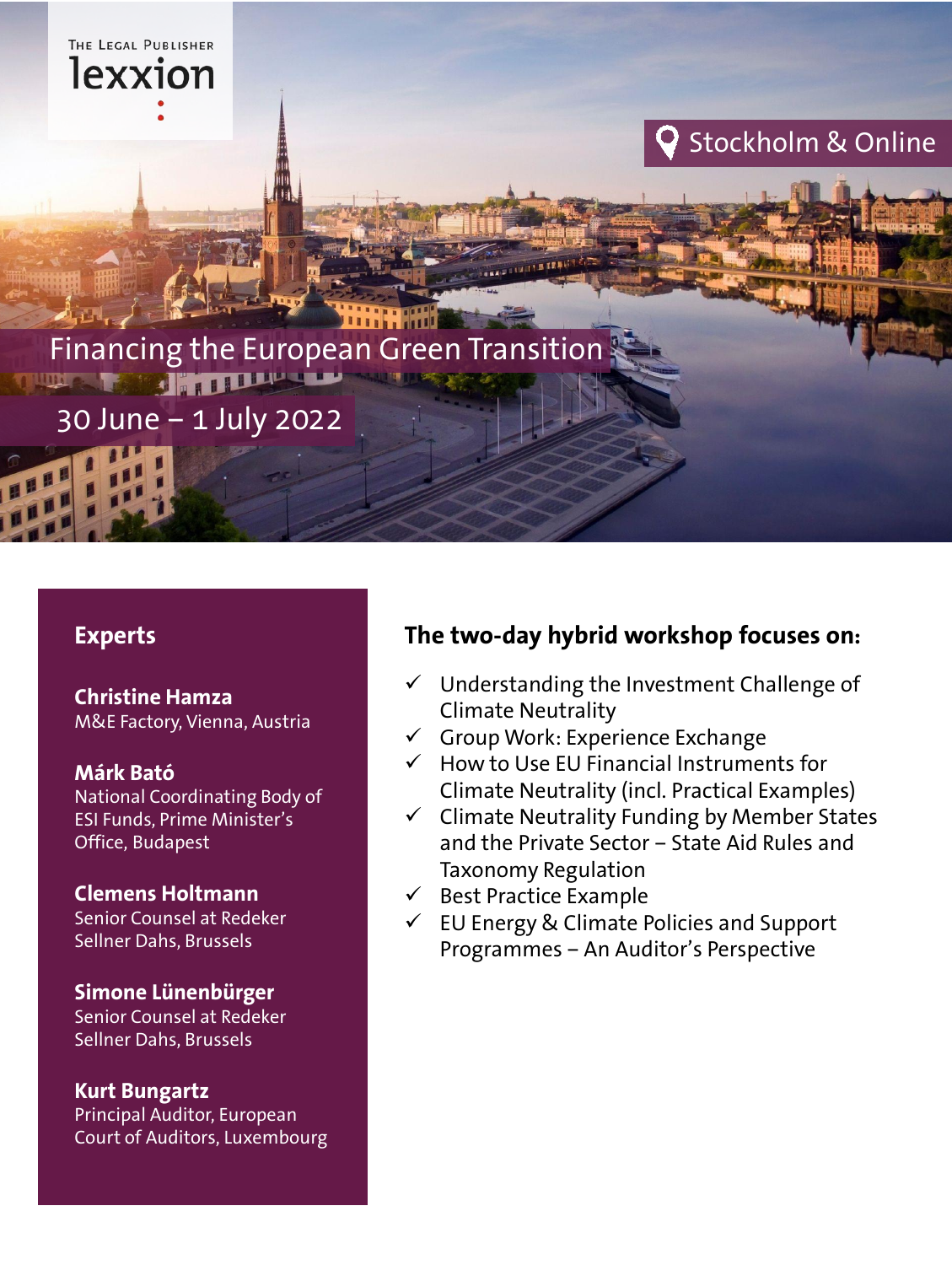THE LEGAL PUBLISHER

lexxion

Stockholm & Online

# Financing the European Green Transition

## 30 June – 1 July 2022

## Experts

**Christine Hamza**
M&E Factory, Vienna, Austria

**Márk Bató**
National Coordinating Body of ESI Funds, Prime Minister's Office, Budapest

**Clemens Holtmann**
Senior Counsel at Redeker Sellner Dahs, Brussels

**Simone Lünenbürger**
Senior Counsel at Redeker Sellner Dahs, Brussels

**Kurt Bungartz**
Principal Auditor, European Court of Auditors, Luxembourg

## The two-day hybrid workshop focuses on:

- ✓ Understanding the Investment Challenge of Climate Neutrality
- ✓ Group Work: Experience Exchange
- ✓ How to Use EU Financial Instruments for Climate Neutrality (incl. Practical Examples)
- ✓ Climate Neutrality Funding by Member States and the Private Sector – State Aid Rules and Taxonomy Regulation
- ✓ Best Practice Example
- ✓ EU Energy & Climate Policies and Support Programmes – An Auditor's Perspective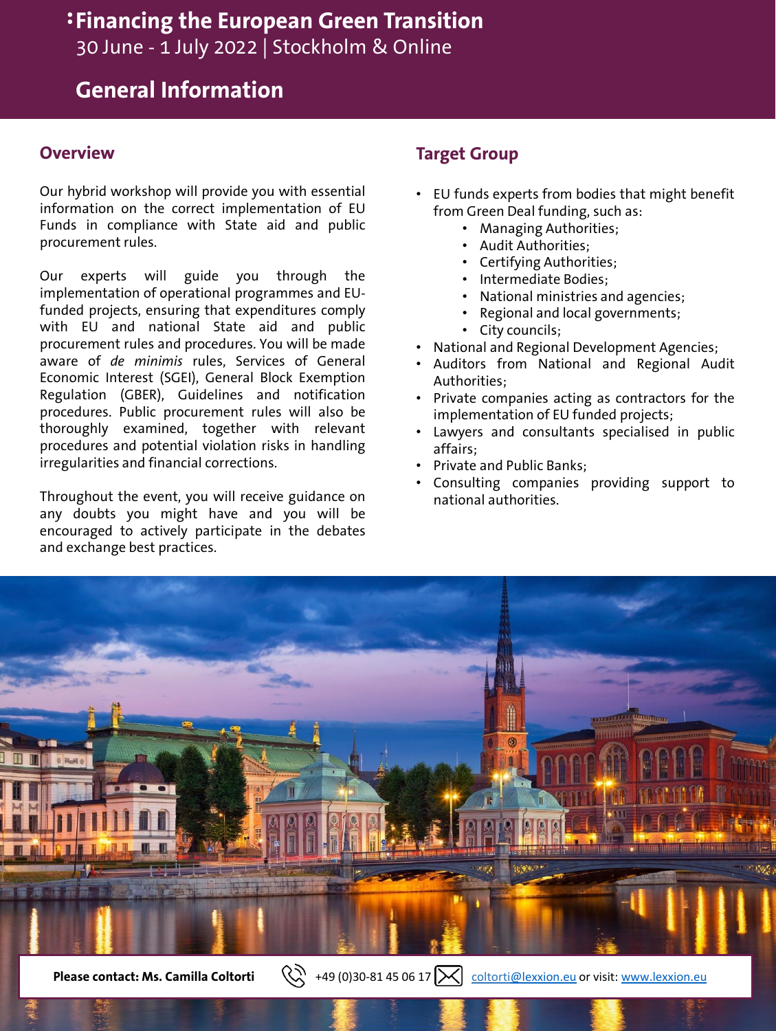# Financing the European Green Transition

30 June - 1 July 2022 | Stockholm & Online

## General Information

### Overview

Our hybrid workshop will provide you with essential information on the correct implementation of EU Funds in compliance with State aid and public procurement rules.

Our experts will guide you through the implementation of operational programmes and EU-funded projects, ensuring that expenditures comply with EU and national State aid and public procurement rules and procedures. You will be made aware of *de minimis* rules, Services of General Economic Interest (SGEI), General Block Exemption Regulation (GBER), Guidelines and notification procedures. Public procurement rules will also be thoroughly examined, together with relevant procedures and potential violation risks in handling irregularities and financial corrections.

Throughout the event, you will receive guidance on any doubts you might have and you will be encouraged to actively participate in the debates and exchange best practices.

### Target Group

- EU funds experts from bodies that might benefit from Green Deal funding, such as:
  - Managing Authorities;
  - Audit Authorities;
  - Certifying Authorities;
  - Intermediate Bodies;
  - National ministries and agencies;
  - Regional and local governments;
  - City councils;
- National and Regional Development Agencies;
- Auditors from National and Regional Audit Authorities;
- Private companies acting as contractors for the implementation of EU funded projects;
- Lawyers and consultants specialised in public affairs;
- Private and Public Banks;
- Consulting companies providing support to national authorities.

**Please contact: Ms. Camilla Coltorti** +49 (0)30-81 45 06 17 coltorti@lexxion.eu or visit: www.lexxion.eu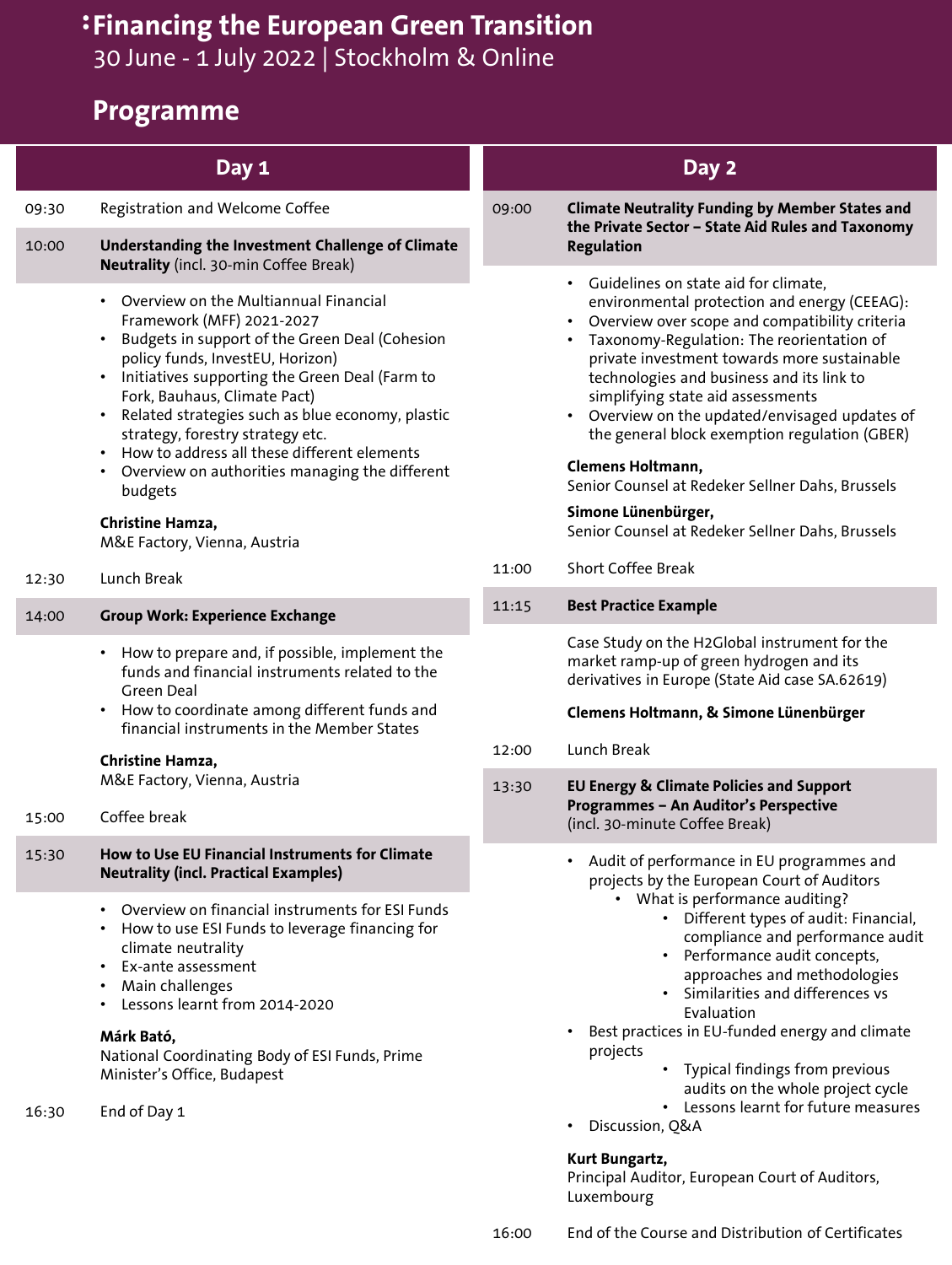# Financing the European Green Transition

30 June - 1 July 2022 | Stockholm & Online

## Programme

### Day 1

**09:30** Registration and Welcome Coffee

**10:00** **Understanding the Investment Challenge of Climate Neutrality** (incl. 30-min Coffee Break)

- Overview on the Multiannual Financial Framework (MFF) 2021-2027
- Budgets in support of the Green Deal (Cohesion policy funds, InvestEU, Horizon)
- Initiatives supporting the Green Deal (Farm to Fork, Bauhaus, Climate Pact)
- Related strategies such as blue economy, plastic strategy, forestry strategy etc.
- How to address all these different elements
- Overview on authorities managing the different budgets

**Christine Hamza,**
M&E Factory, Vienna, Austria

**12:30** Lunch Break

**14:00** **Group Work: Experience Exchange**

- How to prepare and, if possible, implement the funds and financial instruments related to the Green Deal
- How to coordinate among different funds and financial instruments in the Member States

**Christine Hamza,**
M&E Factory, Vienna, Austria

**15:00** Coffee break

**15:30** **How to Use EU Financial Instruments for Climate Neutrality (incl. Practical Examples)**

- Overview on financial instruments for ESI Funds
- How to use ESI Funds to leverage financing for climate neutrality
- Ex-ante assessment
- Main challenges
- Lessons learnt from 2014-2020

**Márk Bató,**
National Coordinating Body of ESI Funds, Prime Minister's Office, Budapest

**16:30** End of Day 1

### Day 2

**09:00** **Climate Neutrality Funding by Member States and the Private Sector – State Aid Rules and Taxonomy Regulation**

- Guidelines on state aid for climate, environmental protection and energy (CEEAG):
- Overview over scope and compatibility criteria
- Taxonomy-Regulation: The reorientation of private investment towards more sustainable technologies and business and its link to simplifying state aid assessments
- Overview on the updated/envisaged updates of the general block exemption regulation (GBER)

**Clemens Holtmann,**
Senior Counsel at Redeker Sellner Dahs, Brussels

**Simone Lünenbürger,**
Senior Counsel at Redeker Sellner Dahs, Brussels

**11:00** Short Coffee Break

**11:15** **Best Practice Example**

Case Study on the H2Global instrument for the market ramp-up of green hydrogen and its derivatives in Europe (State Aid case SA.62619)

**Clemens Holtmann, & Simone Lünenbürger**

**12:00** Lunch Break

**13:30** **EU Energy & Climate Policies and Support Programmes – An Auditor's Perspective** (incl. 30-minute Coffee Break)

- Audit of performance in EU programmes and projects by the European Court of Auditors
  - What is performance auditing?
    - Different types of audit: Financial, compliance and performance audit
    - Performance audit concepts, approaches and methodologies
    - Similarities and differences vs Evaluation
- Best practices in EU-funded energy and climate projects
  - Typical findings from previous audits on the whole project cycle
  - Lessons learnt for future measures
- Discussion, Q&A

**Kurt Bungartz,**
Principal Auditor, European Court of Auditors, Luxembourg

**16:00** End of the Course and Distribution of Certificates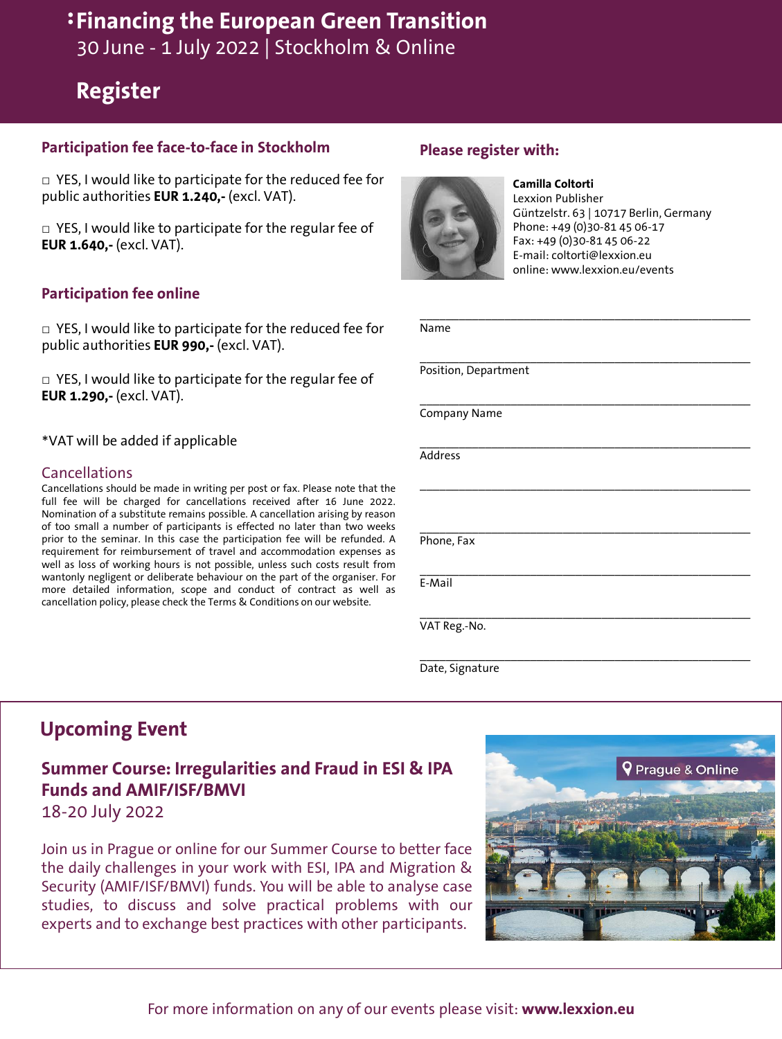# Financing the European Green Transition

30 June - 1 July 2022 | Stockholm & Online

## Register

### Participation fee face-to-face in Stockholm

□ YES, I would like to participate for the reduced fee for public authorities **EUR 1.240,-** (excl. VAT).

□ YES, I would like to participate for the regular fee of **EUR 1.640,-** (excl. VAT).

### Participation fee online

□ YES, I would like to participate for the reduced fee for public authorities **EUR 990,-** (excl. VAT).

□ YES, I would like to participate for the regular fee of **EUR 1.290,-** (excl. VAT).

*VAT will be added if applicable

### Cancellations

Cancellations should be made in writing per post or fax. Please note that the full fee will be charged for cancellations received after 16 June 2022. Nomination of a substitute remains possible. A cancellation arising by reason of too small a number of participants is effected no later than two weeks prior to the seminar. In this case the participation fee will be refunded. A requirement for reimbursement of travel and accommodation expenses as well as loss of working hours is not possible, unless such costs result from wantonly negligent or deliberate behaviour on the part of the organiser. For more detailed information, scope and conduct of contract as well as cancellation policy, please check the Terms & Conditions on our website.

### Please register with:

**Camilla Coltorti**
Lexxion Publisher
Güntzelstr. 63 | 10717 Berlin, Germany
Phone: +49 (0)30-81 45 06-17
Fax: +49 (0)30-81 45 06-22
E-mail: coltorti@lexxion.eu
online: www.lexxion.eu/events

______________________________
Name

______________________________
Position, Department

______________________________
Company Name

______________________________
Address

______________________________

______________________________
Phone, Fax

______________________________
E-Mail

______________________________
VAT Reg.-No.

______________________________
Date, Signature

## Upcoming Event

### Summer Course: Irregularities and Fraud in ESI & IPA Funds and AMIF/ISF/BMVI

18-20 July 2022

Join us in Prague or online for our Summer Course to better face the daily challenges in your work with ESI, IPA and Migration & Security (AMIF/ISF/BMVI) funds. You will be able to analyse case studies, to discuss and solve practical problems with our experts and to exchange best practices with other participants.

Prague & Online

For more information on any of our events please visit: **www.lexxion.eu**